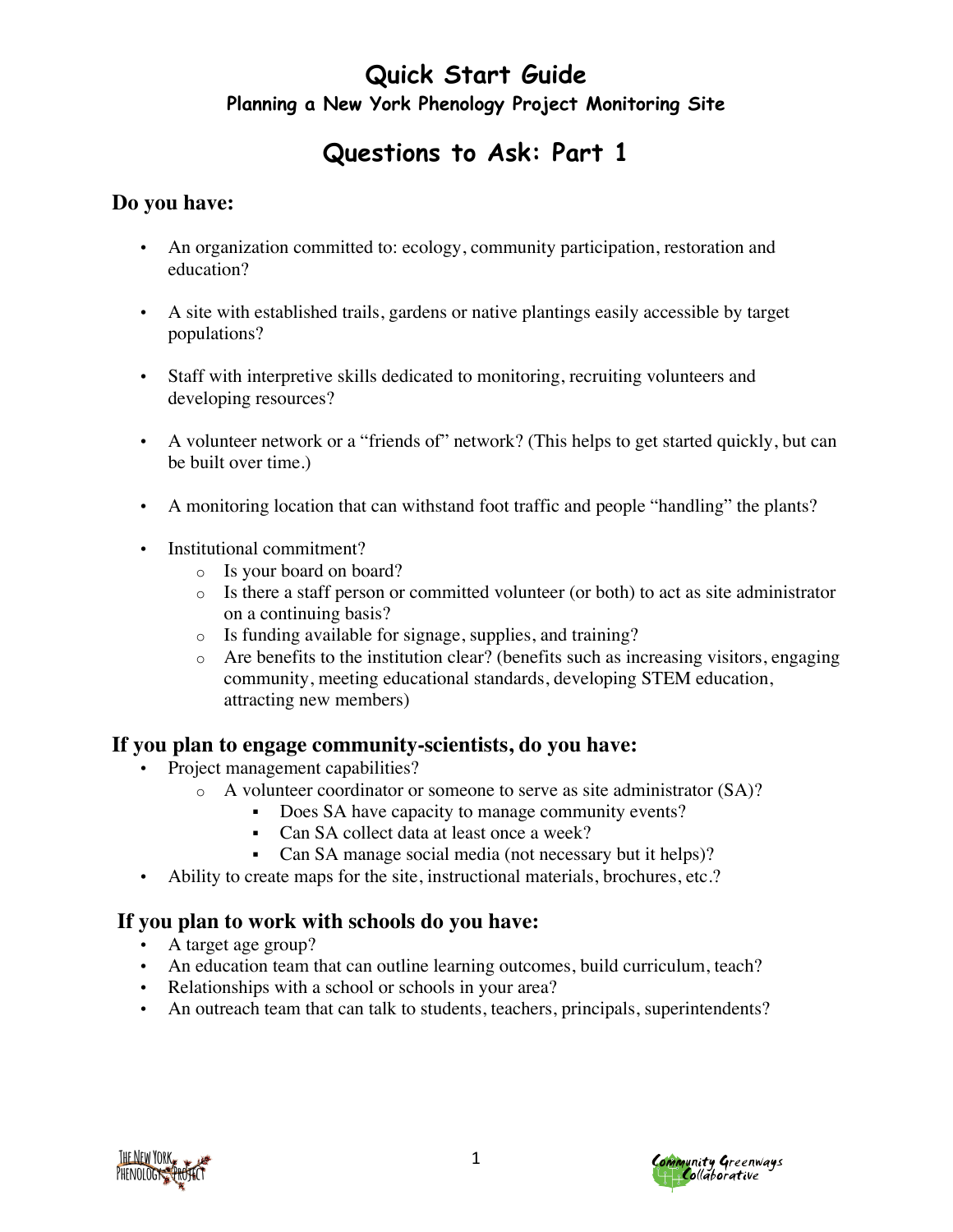# Quick Start Guide

### Planning a New York Phenology Project Monitoring Site

## Questions to Ask: Part 1

### Do you have:

- An organization committed to: ecology, community participation, restoration and education?
- A site with established trails, gardens or native plantings easily accessible by target populations?
- Staff with interpretive skills dedicated to monitoring, recruiting volunteers and developing resources?
- A volunteer network or a "friends of" network? (This helps to get started quickly, but can be built over time.)
- A monitoring location that can withstand foot traffic and people "handling" the plants?
- Institutional commitment?
  - Is your board on board?
  - Is there a staff person or committed volunteer (or both) to act as site administrator on a continuing basis?
  - Is funding available for signage, supplies, and training?
  - Are benefits to the institution clear? (benefits such as increasing visitors, engaging community, meeting educational standards, developing STEM education, attracting new members)

### If you plan to engage community-scientists, do you have:

- Project management capabilities?
  - A volunteer coordinator or someone to serve as site administrator (SA)?
    - Does SA have capacity to manage community events?
    - Can SA collect data at least once a week?
    - Can SA manage social media (not necessary but it helps)?
- Ability to create maps for the site, instructional materials, brochures, etc.?

### If you plan to work with schools do you have:

- A target age group?
- An education team that can outline learning outcomes, build curriculum, teach?
- Relationships with a school or schools in your area?
- An outreach team that can talk to students, teachers, principals, superintendents?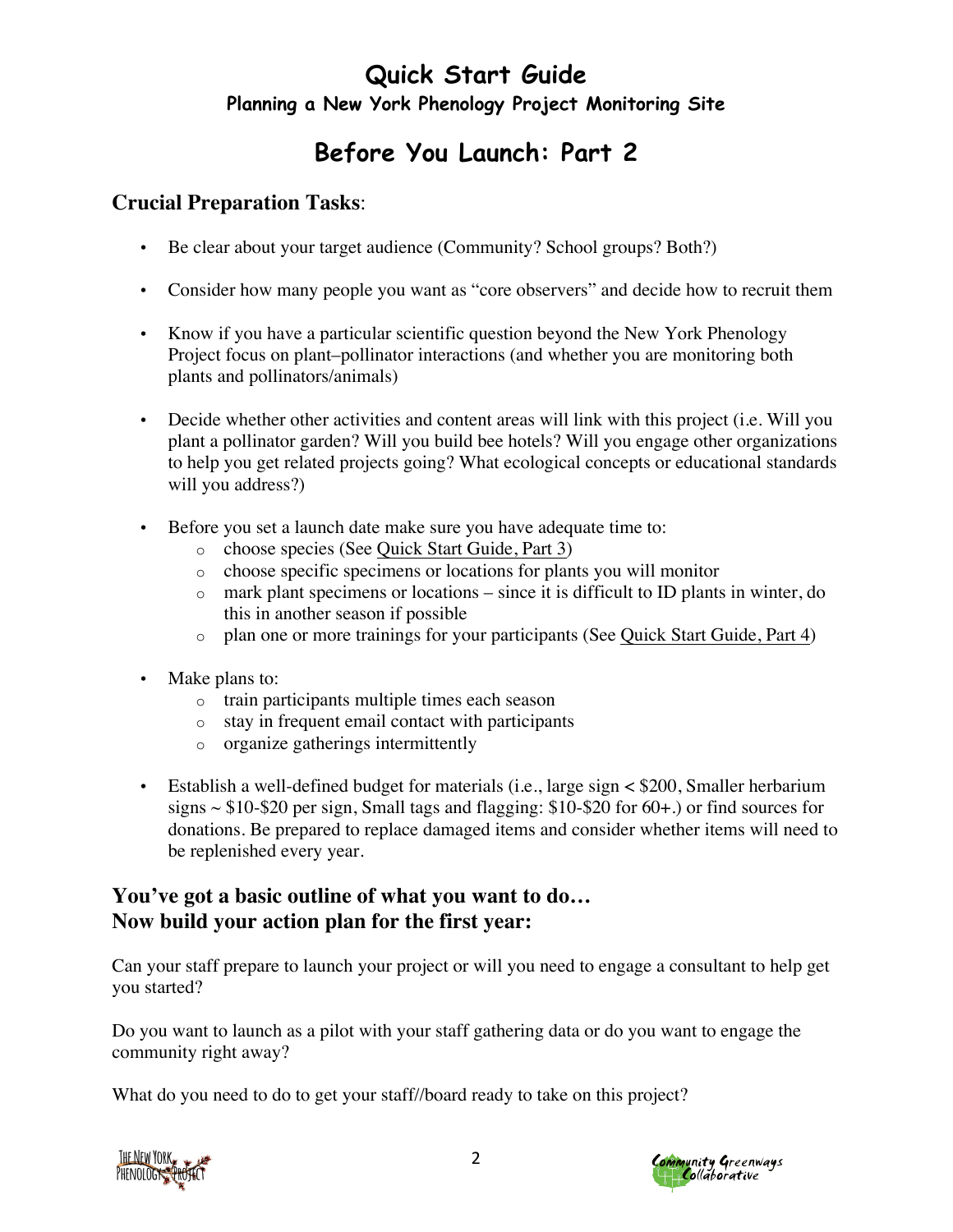# Quick Start Guide

**Planning a New York Phenology Project Monitoring Site**

## Before You Launch: Part 2

### Crucial Preparation Tasks:

- Be clear about your target audience (Community? School groups? Both?)
- Consider how many people you want as "core observers" and decide how to recruit them
- Know if you have a particular scientific question beyond the New York Phenology Project focus on plant–pollinator interactions (and whether you are monitoring both plants and pollinators/animals)
- Decide whether other activities and content areas will link with this project (i.e. Will you plant a pollinator garden? Will you build bee hotels? Will you engage other organizations to help you get related projects going? What ecological concepts or educational standards will you address?)
- Before you set a launch date make sure you have adequate time to:
  - choose species (See Quick Start Guide, Part 3)
  - choose specific specimens or locations for plants you will monitor
  - mark plant specimens or locations – since it is difficult to ID plants in winter, do this in another season if possible
  - plan one or more trainings for your participants (See Quick Start Guide, Part 4)
- Make plans to:
  - train participants multiple times each season
  - stay in frequent email contact with participants
  - organize gatherings intermittently
- Establish a well-defined budget for materials (i.e., large sign < $200, Smaller herbarium signs ~ $10-$20 per sign, Small tags and flagging: $10-$20 for 60+.) or find sources for donations. Be prepared to replace damaged items and consider whether items will need to be replenished every year.

### You've got a basic outline of what you want to do… Now build your action plan for the first year:

Can your staff prepare to launch your project or will you need to engage a consultant to help get you started?

Do you want to launch as a pilot with your staff gathering data or do you want to engage the community right away?

What do you need to do to get your staff//board ready to take on this project?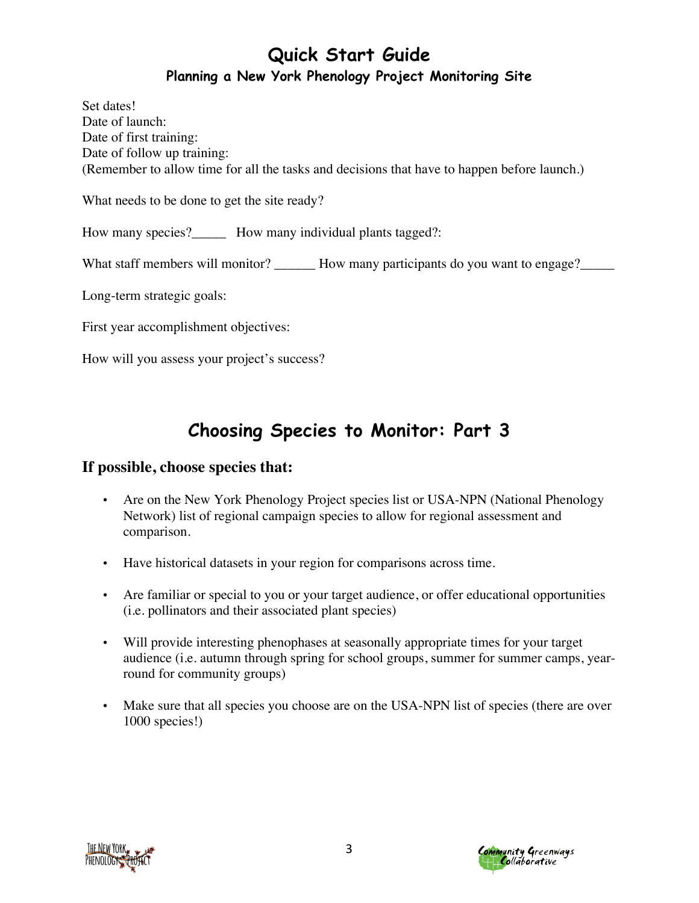# Quick Start Guide

## Planning a New York Phenology Project Monitoring Site

Set dates!
Date of launch:
Date of first training:
Date of follow up training:
(Remember to allow time for all the tasks and decisions that have to happen before launch.)

What needs to be done to get the site ready?

How many species?_____ How many individual plants tagged?:

What staff members will monitor? ______ How many participants do you want to engage?_____

Long-term strategic goals:

First year accomplishment objectives:

How will you assess your project's success?

# Choosing Species to Monitor: Part 3

### If possible, choose species that:

- Are on the New York Phenology Project species list or USA-NPN (National Phenology Network) list of regional campaign species to allow for regional assessment and comparison.
- Have historical datasets in your region for comparisons across time.
- Are familiar or special to you or your target audience, or offer educational opportunities (i.e. pollinators and their associated plant species)
- Will provide interesting phenophases at seasonally appropriate times for your target audience (i.e. autumn through spring for school groups, summer for summer camps, year-round for community groups)
- Make sure that all species you choose are on the USA-NPN list of species (there are over 1000 species!)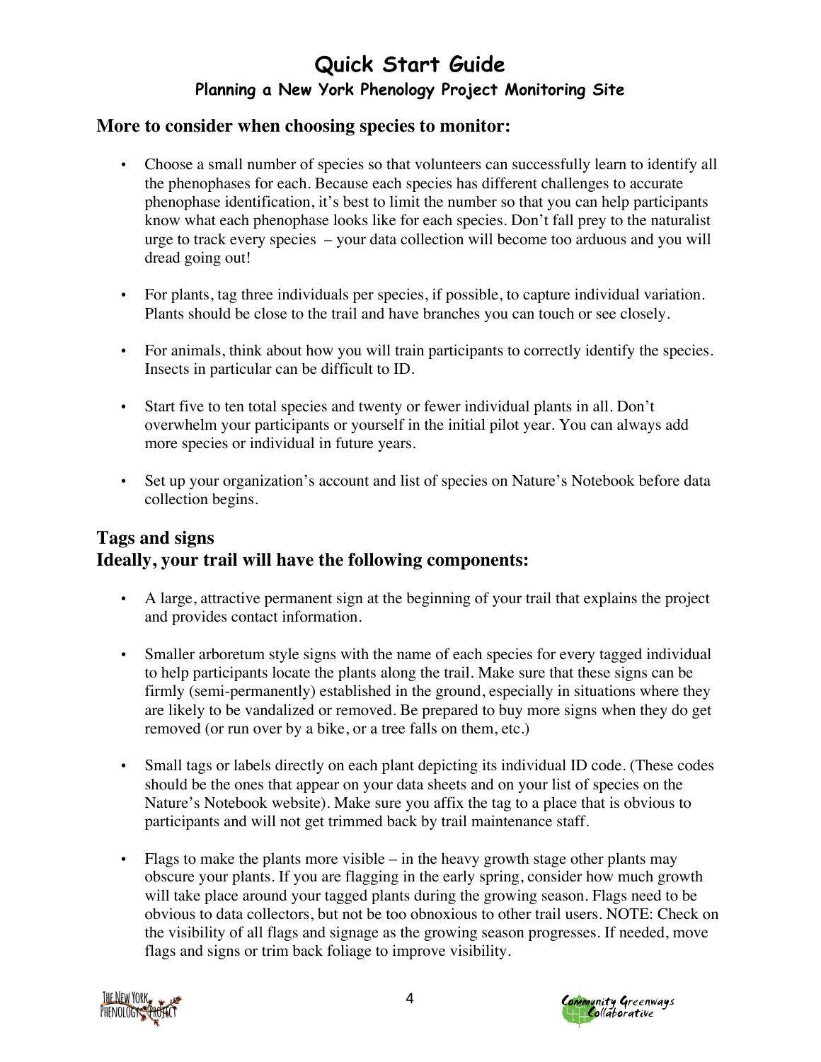# Quick Start Guide

## Planning a New York Phenology Project Monitoring Site

### More to consider when choosing species to monitor:

- Choose a small number of species so that volunteers can successfully learn to identify all the phenophases for each. Because each species has different challenges to accurate phenophase identification, it's best to limit the number so that you can help participants know what each phenophase looks like for each species. Don't fall prey to the naturalist urge to track every species – your data collection will become too arduous and you will dread going out!

- For plants, tag three individuals per species, if possible, to capture individual variation. Plants should be close to the trail and have branches you can touch or see closely.

- For animals, think about how you will train participants to correctly identify the species. Insects in particular can be difficult to ID.

- Start five to ten total species and twenty or fewer individual plants in all. Don't overwhelm your participants or yourself in the initial pilot year. You can always add more species or individual in future years.

- Set up your organization's account and list of species on Nature's Notebook before data collection begins.

### Tags and signs

### Ideally, your trail will have the following components:

- A large, attractive permanent sign at the beginning of your trail that explains the project and provides contact information.

- Smaller arboretum style signs with the name of each species for every tagged individual to help participants locate the plants along the trail. Make sure that these signs can be firmly (semi-permanently) established in the ground, especially in situations where they are likely to be vandalized or removed. Be prepared to buy more signs when they do get removed (or run over by a bike, or a tree falls on them, etc.)

- Small tags or labels directly on each plant depicting its individual ID code. (These codes should be the ones that appear on your data sheets and on your list of species on the Nature's Notebook website). Make sure you affix the tag to a place that is obvious to participants and will not get trimmed back by trail maintenance staff.

- Flags to make the plants more visible – in the heavy growth stage other plants may obscure your plants. If you are flagging in the early spring, consider how much growth will take place around your tagged plants during the growing season. Flags need to be obvious to data collectors, but not be too obnoxious to other trail users. NOTE: Check on the visibility of all flags and signage as the growing season progresses. If needed, move flags and signs or trim back foliage to improve visibility.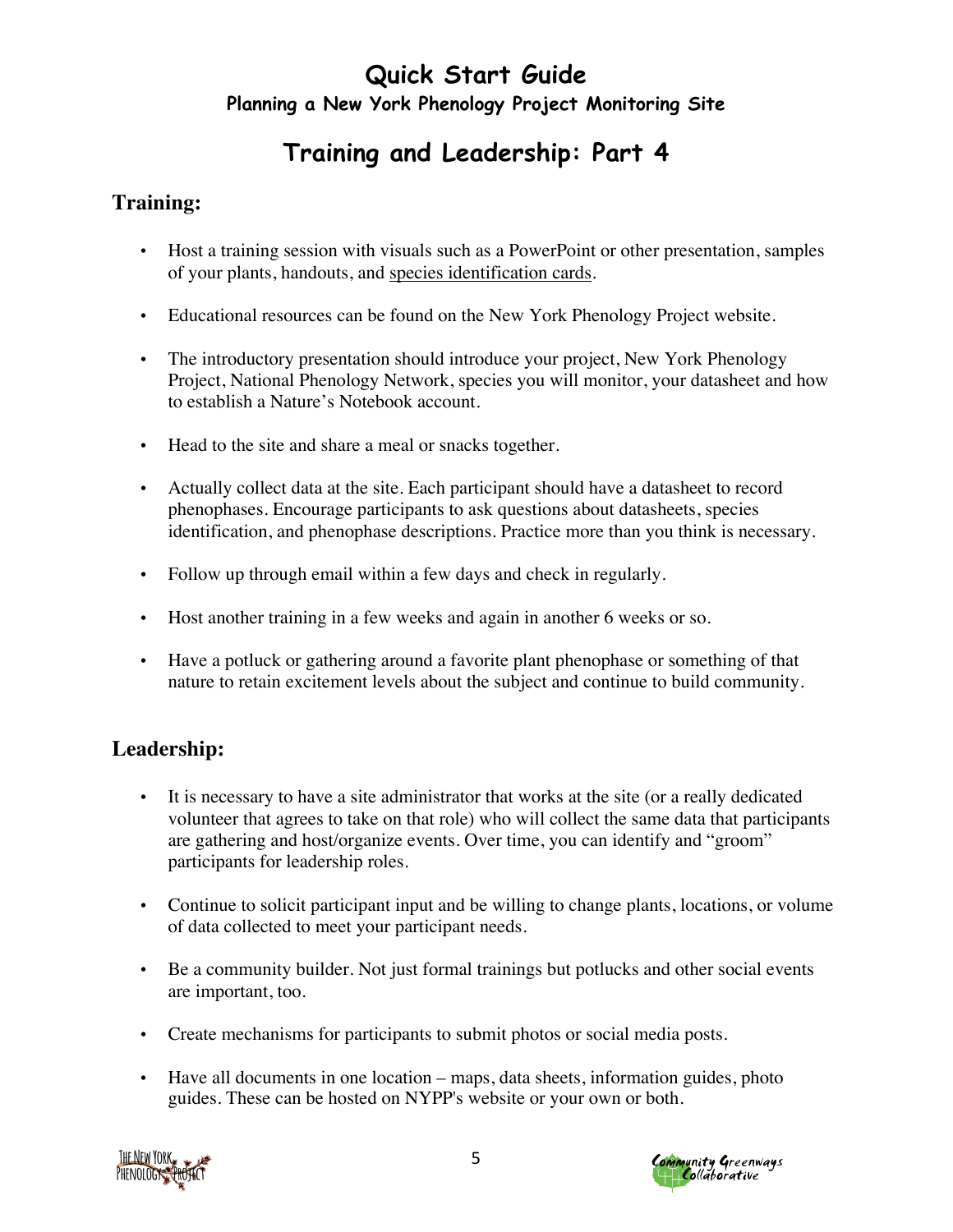# Quick Start Guide

### Planning a New York Phenology Project Monitoring Site

## Training and Leadership: Part 4

### Training:

- Host a training session with visuals such as a PowerPoint or other presentation, samples of your plants, handouts, and species identification cards.
- Educational resources can be found on the New York Phenology Project website.
- The introductory presentation should introduce your project, New York Phenology Project, National Phenology Network, species you will monitor, your datasheet and how to establish a Nature's Notebook account.
- Head to the site and share a meal or snacks together.
- Actually collect data at the site. Each participant should have a datasheet to record phenophases. Encourage participants to ask questions about datasheets, species identification, and phenophase descriptions. Practice more than you think is necessary.
- Follow up through email within a few days and check in regularly.
- Host another training in a few weeks and again in another 6 weeks or so.
- Have a potluck or gathering around a favorite plant phenophase or something of that nature to retain excitement levels about the subject and continue to build community.

### Leadership:

- It is necessary to have a site administrator that works at the site (or a really dedicated volunteer that agrees to take on that role) who will collect the same data that participants are gathering and host/organize events. Over time, you can identify and "groom" participants for leadership roles.
- Continue to solicit participant input and be willing to change plants, locations, or volume of data collected to meet your participant needs.
- Be a community builder. Not just formal trainings but potlucks and other social events are important, too.
- Create mechanisms for participants to submit photos or social media posts.
- Have all documents in one location – maps, data sheets, information guides, photo guides. These can be hosted on NYPP's website or your own or both.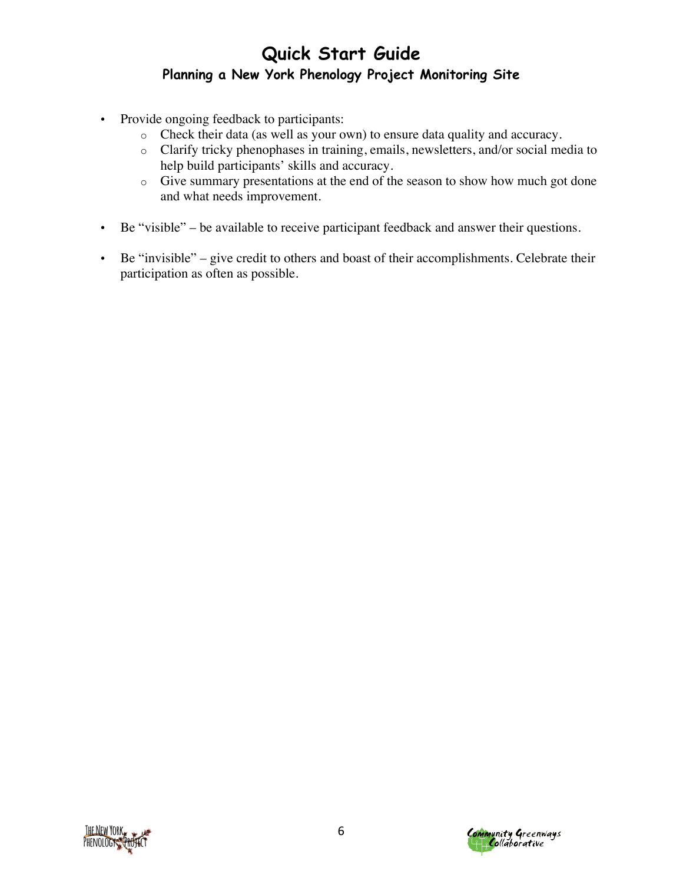- Provide ongoing feedback to participants:
  - Check their data (as well as your own) to ensure data quality and accuracy.
  - Clarify tricky phenophases in training, emails, newsletters, and/or social media to help build participants' skills and accuracy.
  - Give summary presentations at the end of the season to show how much got done and what needs improvement.

- Be "visible" – be available to receive participant feedback and answer their questions.

- Be "invisible" – give credit to others and boast of their accomplishments. Celebrate their participation as often as possible.